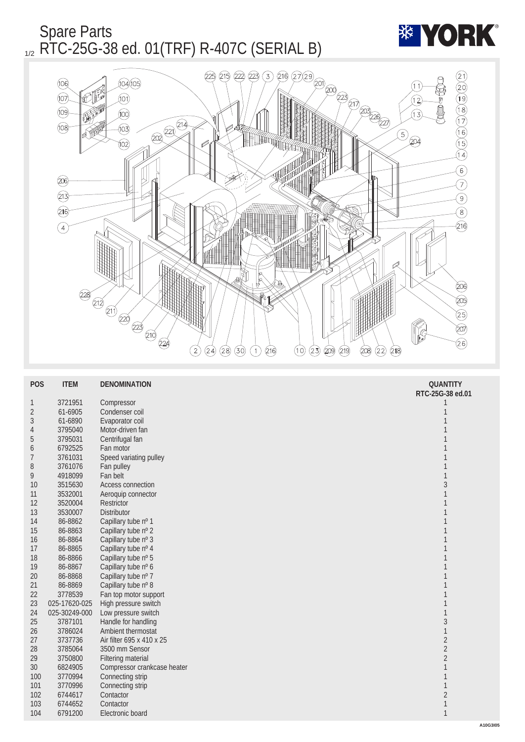# Spare Parts

## RTC-25G-38 ed. 01(TRF) R-407C (SERIAL B)

| POS | ITEM | DENOMINATION | QUANTITY RTC-25G-38 ed.01 |
|---|---|---|---|
| 1 | 3721951 | Compressor | 1 |
| 2 | 61-6905 | Condenser coil | 1 |
| 3 | 61-6890 | Evaporator coil | 1 |
| 4 | 3795040 | Motor-driven fan | 1 |
| 5 | 3795031 | Centrifugal fan | 1 |
| 6 | 6792525 | Fan motor | 1 |
| 7 | 3761031 | Speed variating pulley | 1 |
| 8 | 3761076 | Fan pulley | 1 |
| 9 | 4918099 | Fan belt | 1 |
| 10 | 3515630 | Access connection | 3 |
| 11 | 3532001 | Aeroquip connector | 1 |
| 12 | 3520004 | Restrictor | 1 |
| 13 | 3530007 | Distributor | 1 |
| 14 | 86-8862 | Capillary tube nº 1 | 1 |
| 15 | 86-8863 | Capillary tube nº 2 | 1 |
| 16 | 86-8864 | Capillary tube nº 3 | 1 |
| 17 | 86-8865 | Capillary tube nº 4 | 1 |
| 18 | 86-8866 | Capillary tube nº 5 | 1 |
| 19 | 86-8867 | Capillary tube nº 6 | 1 |
| 20 | 86-8868 | Capillary tube nº 7 | 1 |
| 21 | 86-8869 | Capillary tube nº 8 | 1 |
| 22 | 3778539 | Fan top motor support | 1 |
| 23 | 025-17620-025 | High pressure switch | 1 |
| 24 | 025-30249-000 | Low pressure switch | 1 |
| 25 | 3787101 | Handle for handling | 3 |
| 26 | 3786024 | Ambient thermostat | 1 |
| 27 | 3737736 | Air filter 695 x 410 x 25 | 2 |
| 28 | 3785064 | 3500 mm Sensor | 2 |
| 29 | 3750800 | Filtering material | 2 |
| 30 | 6824905 | Compressor crankcase heater | 1 |
| 100 | 3770994 | Connecting strip | 1 |
| 101 | 3770996 | Connecting strip | 1 |
| 102 | 6744617 | Contactor | 2 |
| 103 | 6744652 | Contactor | 1 |
| 104 | 6791200 | Electronic board | 1 |

A10G3I05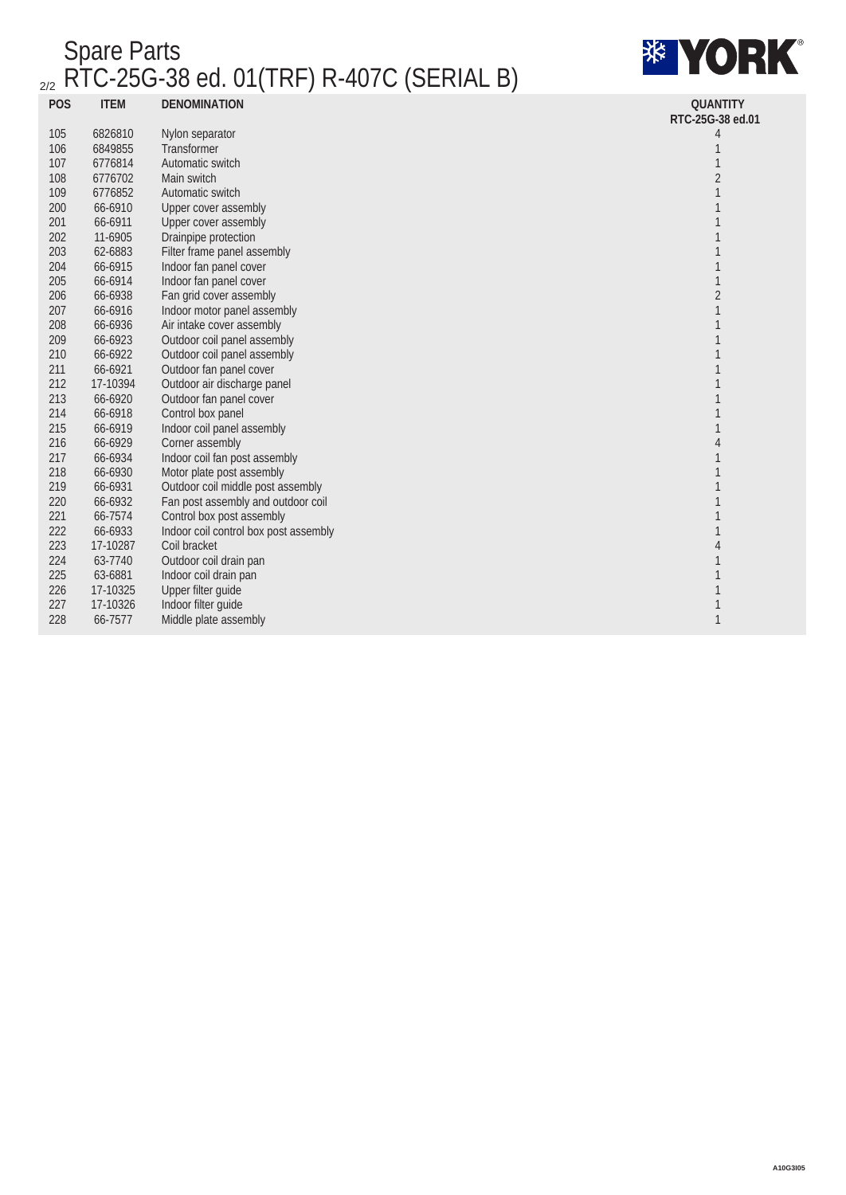# Spare Parts

## 2/2 RTC-25G-38 ed. 01(TRF) R-407C (SERIAL B)

| POS | ITEM | DENOMINATION | QUANTITY RTC-25G-38 ed.01 |
|---|---|---|---|
| 105 | 6826810 | Nylon separator | 4 |
| 106 | 6849855 | Transformer | 1 |
| 107 | 6776814 | Automatic switch | 1 |
| 108 | 6776702 | Main switch | 2 |
| 109 | 6776852 | Automatic switch | 1 |
| 200 | 66-6910 | Upper cover assembly | 1 |
| 201 | 66-6911 | Upper cover assembly | 1 |
| 202 | 11-6905 | Drainpipe protection | 1 |
| 203 | 62-6883 | Filter frame panel assembly | 1 |
| 204 | 66-6915 | Indoor fan panel cover | 1 |
| 205 | 66-6914 | Indoor fan panel cover | 1 |
| 206 | 66-6938 | Fan grid cover assembly | 2 |
| 207 | 66-6916 | Indoor motor panel assembly | 1 |
| 208 | 66-6936 | Air intake cover assembly | 1 |
| 209 | 66-6923 | Outdoor coil panel assembly | 1 |
| 210 | 66-6922 | Outdoor coil panel assembly | 1 |
| 211 | 66-6921 | Outdoor fan panel cover | 1 |
| 212 | 17-10394 | Outdoor air discharge panel | 1 |
| 213 | 66-6920 | Outdoor fan panel cover | 1 |
| 214 | 66-6918 | Control box panel | 1 |
| 215 | 66-6919 | Indoor coil panel assembly | 1 |
| 216 | 66-6929 | Corner assembly | 4 |
| 217 | 66-6934 | Indoor coil fan post assembly | 1 |
| 218 | 66-6930 | Motor plate post assembly | 1 |
| 219 | 66-6931 | Outdoor coil middle post assembly | 1 |
| 220 | 66-6932 | Fan post assembly and outdoor coil | 1 |
| 221 | 66-7574 | Control box post assembly | 1 |
| 222 | 66-6933 | Indoor coil control box post assembly | 1 |
| 223 | 17-10287 | Coil bracket | 4 |
| 224 | 63-7740 | Outdoor coil drain pan | 1 |
| 225 | 63-6881 | Indoor coil drain pan | 1 |
| 226 | 17-10325 | Upper filter guide | 1 |
| 227 | 17-10326 | Indoor filter guide | 1 |
| 228 | 66-7577 | Middle plate assembly | 1 |

A10G3I05